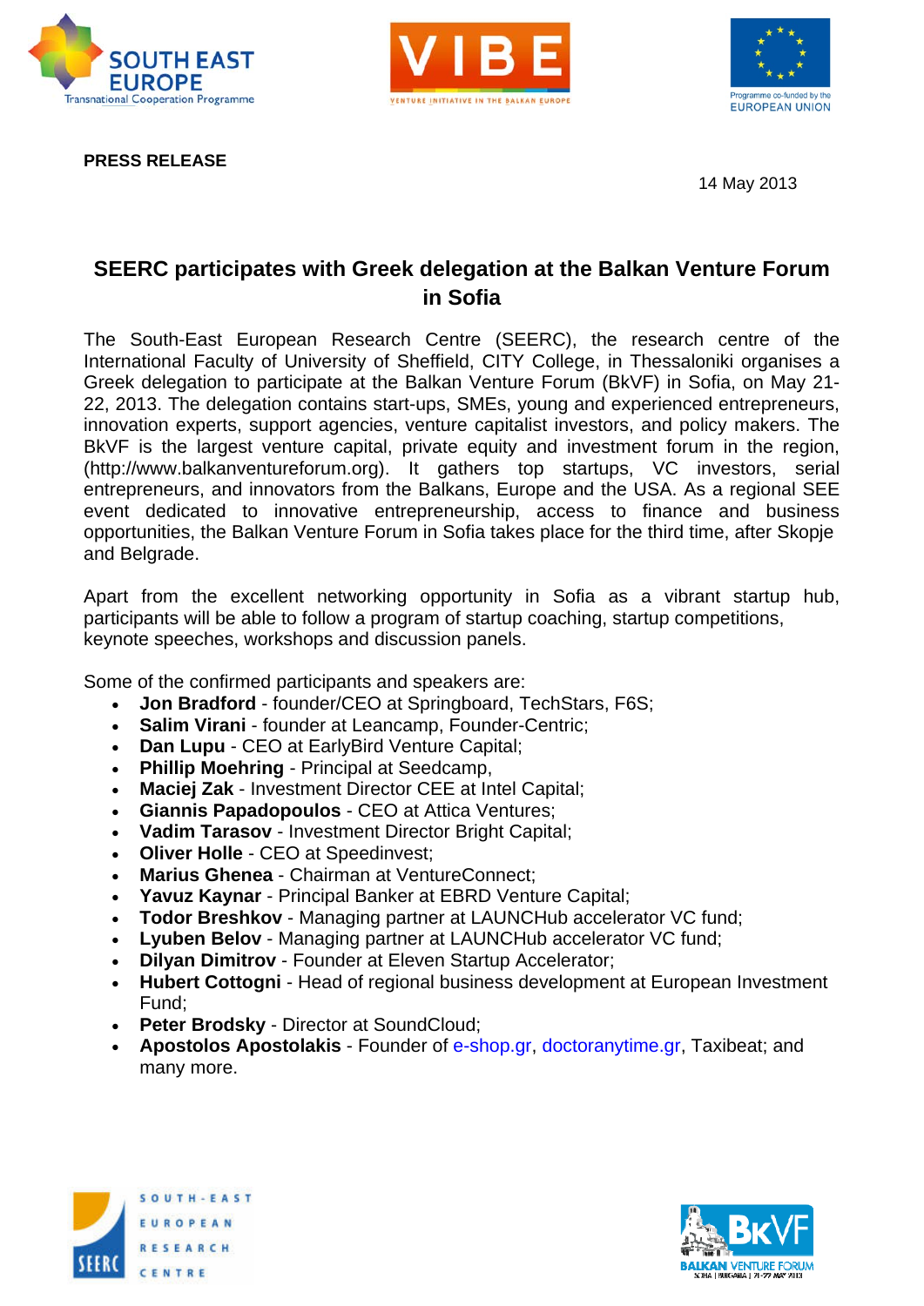**PRESS RELEASE**

14 May 2013

## SEERC participates with Greek delegation at the Balkan Venture Forum in Sofia

The South-East European Research Centre (SEERC), the research centre of the International Faculty of University of Sheffield, CITY College, in Thessaloniki organises a Greek delegation to participate at the Balkan Venture Forum (BkVF) in Sofia, on May 21-22, 2013. The delegation contains start-ups, SMEs, young and experienced entrepreneurs, innovation experts, support agencies, venture capitalist investors, and policy makers. The BkVF is the largest venture capital, private equity and investment forum in the region, (http://www.balkanventureforum.org). It gathers top startups, VC investors, serial entrepreneurs, and innovators from the Balkans, Europe and the USA. As a regional SEE event dedicated to innovative entrepreneurship, access to finance and business opportunities, the Balkan Venture Forum in Sofia takes place for the third time, after Skopje and Belgrade.

Apart from the excellent networking opportunity in Sofia as a vibrant startup hub, participants will be able to follow a program of startup coaching, startup competitions, keynote speeches, workshops and discussion panels.

Some of the confirmed participants and speakers are:

- **Jon Bradford** - founder/CEO at Springboard, TechStars, F6S;
- **Salim Virani** - founder at Leancamp, Founder-Centric;
- **Dan Lupu** - CEO at EarlyBird Venture Capital;
- **Phillip Moehring** - Principal at Seedcamp,
- **Maciej Zak** - Investment Director CEE at Intel Capital;
- **Giannis Papadopoulos** - CEO at Attica Ventures;
- **Vadim Tarasov** - Investment Director Bright Capital;
- **Oliver Holle** - CEO at Speedinvest;
- **Marius Ghenea** - Chairman at VentureConnect;
- **Yavuz Kaynar** - Principal Banker at EBRD Venture Capital;
- **Todor Breshkov** - Managing partner at LAUNCHub accelerator VC fund;
- **Lyuben Belov** - Managing partner at LAUNCHub accelerator VC fund;
- **Dilyan Dimitrov** - Founder at Eleven Startup Accelerator;
- **Hubert Cottogni** - Head of regional business development at European Investment Fund;
- **Peter Brodsky** - Director at SoundCloud;
- **Apostolos Apostolakis** - Founder of e-shop.gr, doctoranytime.gr, Taxibeat; and many more.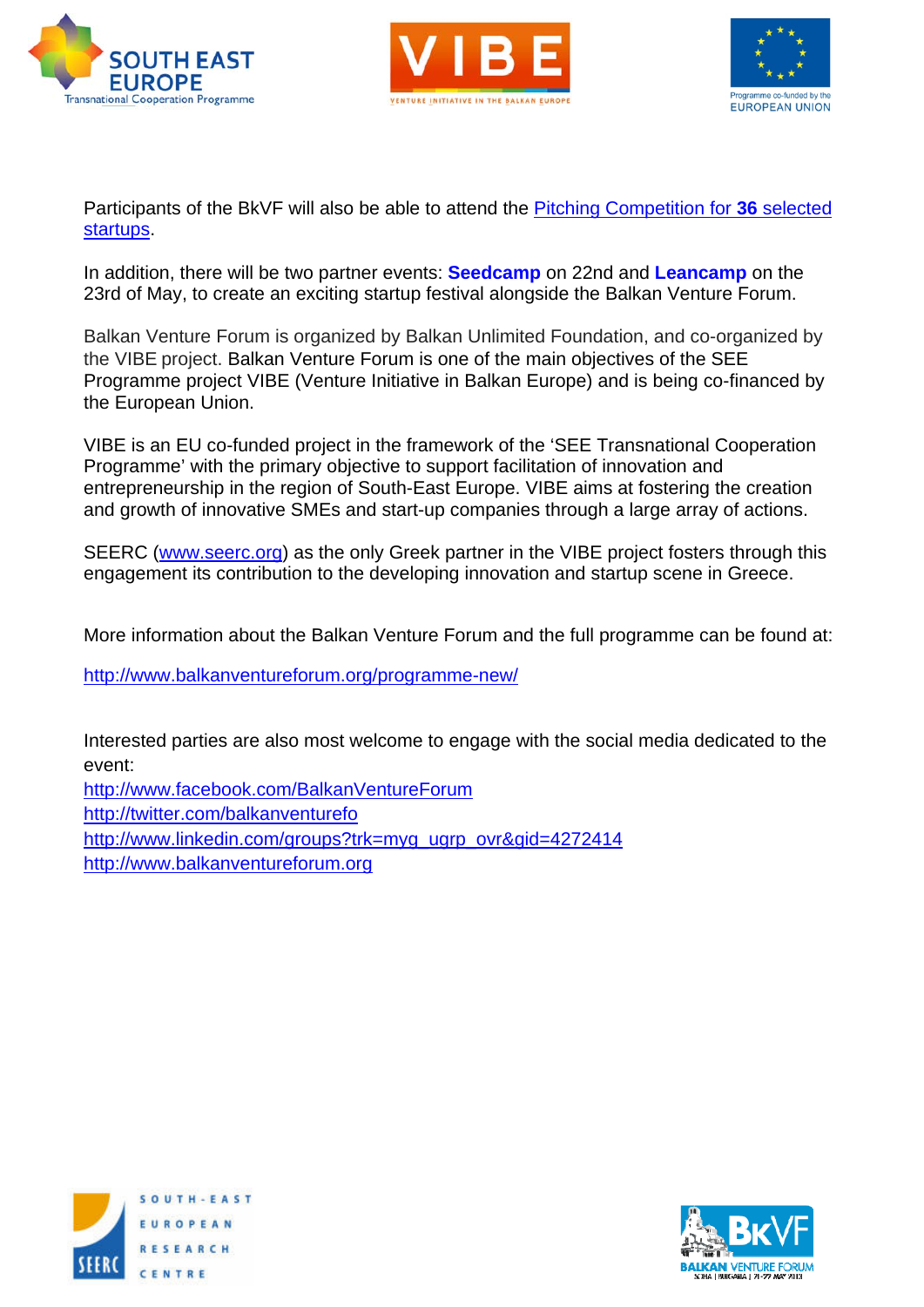Participants of the BkVF will also be able to attend the Pitching Competition for **36** selected startups.

In addition, there will be two partner events: **Seedcamp** on 22nd and **Leancamp** on the 23rd of May, to create an exciting startup festival alongside the Balkan Venture Forum.

Balkan Venture Forum is organized by Balkan Unlimited Foundation, and co-organized by the VIBE project. Balkan Venture Forum is one of the main objectives of the SEE Programme project VIBE (Venture Initiative in Balkan Europe) and is being co-financed by the European Union.

VIBE is an EU co-funded project in the framework of the 'SEE Transnational Cooperation Programme' with the primary objective to support facilitation of innovation and entrepreneurship in the region of South-East Europe. VIBE aims at fostering the creation and growth of innovative SMEs and start-up companies through a large array of actions.

SEERC (www.seerc.org) as the only Greek partner in the VIBE project fosters through this engagement its contribution to the developing innovation and startup scene in Greece.

More information about the Balkan Venture Forum and the full programme can be found at:

http://www.balkanventureforum.org/programme-new/

Interested parties are also most welcome to engage with the social media dedicated to the event:

http://www.facebook.com/BalkanVentureForum
http://twitter.com/balkanventurefo
http://www.linkedin.com/groups?trk=myg_ugrp_ovr&gid=4272414
http://www.balkanventureforum.org